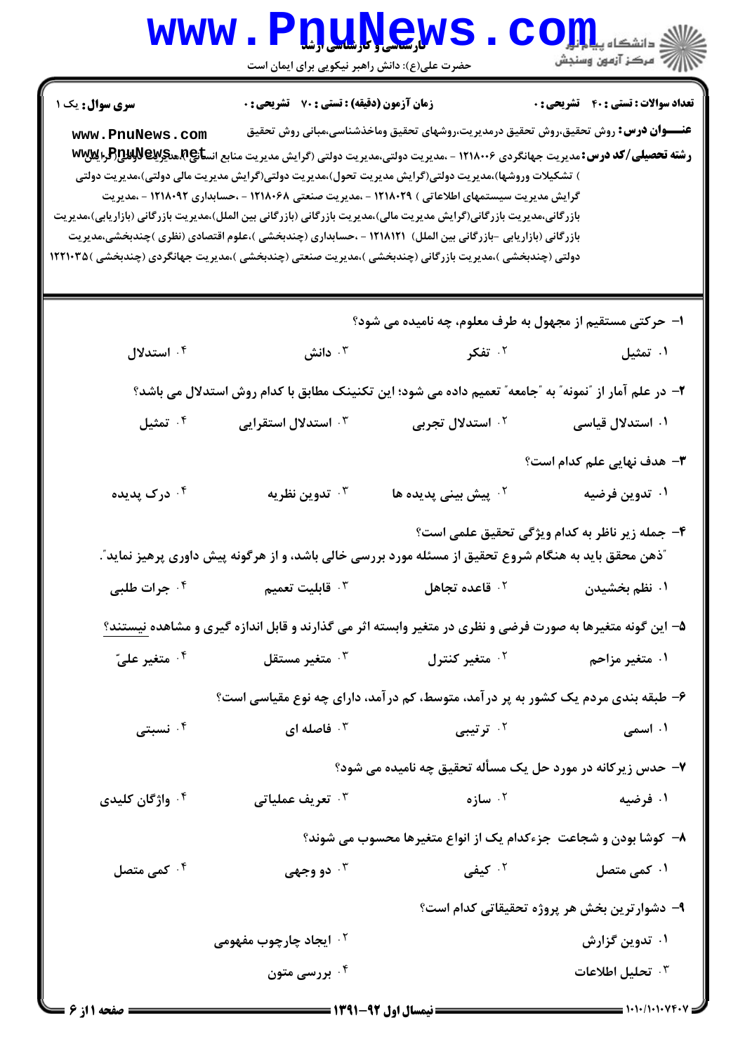**سری سوال:** یک ۱

**زمان آزمون (دقیقه) : تستی : ۷۰ تشریحی : ۰**

**تعداد سوالات : تستی : ۴۰ تشریحی : ۰**

**عنـــوان درس:** روش تحقیق،روش تحقیق درمدیریت،روشهای تحقیق وماخذشناسی،مبانی روش تحقیق

**رشته تحصیلی/کد درس:** مدیریت جهانگردی ۱۲۱۸۰۰۶ - ،مدیریت دولتی،مدیریت دولتی (گرایش مدیریت منابع انسانی)،مدیریت دولتی(گرایش تشکیلات وروشها)،مدیریت دولتی(گرایش مدیریت تحول)،مدیریت دولتی(گرایش مدیریت مالی دولتی)،مدیریت دولتی گرایش مدیریت سیستمهای اطلاعاتی ) ۱۲۱۸۰۲۹ - ،مدیریت صنعتی ۱۲۱۸۰۶۸ - ،حسابداری ۱۲۱۸۰۹۲ - ،مدیریت بازرگانی،مدیریت بازرگانی(گرایش مدیریت مالی)،مدیریت بازرگانی (بازرگانی بین الملل)،مدیریت بازرگانی (بازاریابی)،مدیریت بازرگانی (بازاریابی -بازرگانی بین الملل) ۱۲۱۸۱۲۱ - ،حسابداری (چندبخشی )،علوم اقتصادی (نظری )چندبخشی،مدیریت دولتی (چندبخشی )،مدیریت بازرگانی (چندبخشی )،مدیریت صنعتی (چندبخشی )،مدیریت جهانگردی (چندبخشی )۱۲۲۱۰۳۵

۱- حرکتی مستقیم از مجهول به طرف معلوم، چه نامیده می شود؟

۱. تمثیل
۲. تفکر
۳. دانش
۴. استدلال

۲- در علم آمار از "نمونه" به "جامعه" تعمیم داده می شود؛ این تکنینک مطابق با کدام روش استدلال می باشد؟

۱. استدلال قیاسی
۲. استدلال تجربی
۳. استدلال استقرایی
۴. تمثیل

۳- هدف نهایی علم کدام است؟

۱. تدوین فرضیه
۲. پیش بینی پدیده ها
۳. تدوین نظریه
۴. درک پدیده

۴- جمله زیر ناظر به کدام ویژگی تحقیق علمی است؟
"ذهن محقق باید به هنگام شروع تحقیق از مسئله مورد بررسی خالی باشد، و از هرگونه پیش داوری پرهیز نماید."

۱. نظم بخشیدن
۲. قاعده تجاهل
۳. قابلیت تعمیم
۴. جرات طلبی

۵- این گونه متغیرها به صورت فرضی و نظری در متغیر وابسته اثر می گذارند و قابل اندازه گیری و مشاهده نیستند؟

۱. متغیر مزاحم
۲. متغیر کنترل
۳. متغیر مستقل
۴. متغیر علیّ

۶- طبقه بندی مردم یک کشور به پر درآمد، متوسط، کم درآمد، دارای چه نوع مقیاسی است؟

۱. اسمی
۲. ترتیبی
۳. فاصله ای
۴. نسبتی

۷- حدس زیرکانه در مورد حل یک مسأله تحقیق چه نامیده می شود؟

۱. فرضیه
۲. سازه
۳. تعریف عملیاتی
۴. واژگان کلیدی

۸- کوشا بودن و شجاعت جزءکدام یک از انواع متغیرها محسوب می شوند؟

۱. کمی متصل
۲. کیفی
۳. دو وجهی
۴. کمی متصل

۹- دشوارترین بخش هر پروژه تحقیقاتی کدام است؟

۱. تدوین گزارش
۲. ایجاد چارچوب مفهومی
۳. تحلیل اطلاعات
۴. بررسی متون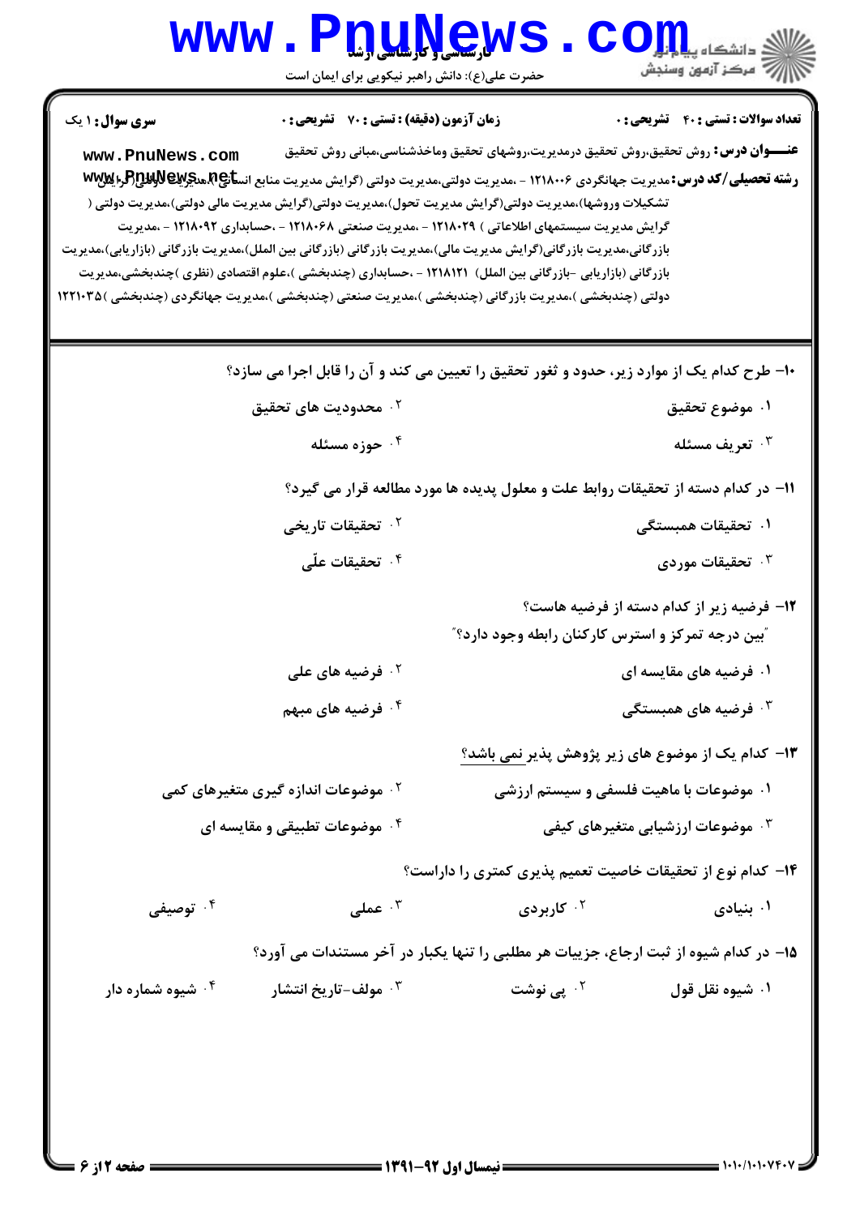**سری سوال:** ۱ یک

**زمان آزمون (دقیقه) : تستی : ۷۰ تشریحی : ۰**

**تعداد سوالات : تستی : ۴۰ تشریحی : ۰**

**عنـــوان درس:** روش تحقیق،روش تحقیق درمدیریت،روشهای تحقیق وماخذشناسی،مبانی روش تحقیق

**رشته تحصیلی/کد درس:** مدیریت جهانگردی ۱۲۱۸۰۰۶ - ،مدیریت دولتی،مدیریت دولتی (گرایش مدیریت منابع انسانی)،مدیریت دولتی(گرایش تشکیلات وروشها)،مدیریت دولتی(گرایش مدیریت تحول)،مدیریت دولتی(گرایش مدیریت مالی دولتی)،مدیریت دولتی ( گرایش مدیریت سیستمهای اطلاعاتی ) ۱۲۱۸۰۲۹ - ،مدیریت صنعتی ۱۲۱۸۰۶۸ - ،حسابداری ۱۲۱۸۰۹۲ - ،مدیریت بازرگانی،مدیریت بازرگانی(گرایش مدیریت مالی)،مدیریت بازرگانی (بازرگانی بین الملل)،مدیریت بازرگانی (بازاریابی)،مدیریت بازرگانی (بازاریابی -بازرگانی بین الملل) ۱۲۱۸۱۲۱ - ،حسابداری (چندبخشی )،علوم اقتصادی (نظری )چندبخشی،مدیریت دولتی (چندبخشی )،مدیریت بازرگانی (چندبخشی )،مدیریت صنعتی (چندبخشی )،مدیریت جهانگردی (چندبخشی )۱۲۲۱۰۳۵

---

۱۰- طرح کدام یک از موارد زیر، حدود و ثغور تحقیق را تعیین می کند و آن را قابل اجرا می سازد؟

۱. موضوع تحقیق
۲. محدودیت های تحقیق
۳. تعریف مسئله
۴. حوزه مسئله

۱۱- در کدام دسته از تحقیقات روابط علت و معلول پدیده ها مورد مطالعه قرار می گیرد؟

۱. تحقیقات همبستگی
۲. تحقیقات تاریخی
۳. تحقیقات موردی
۴. تحقیقات علّی

۱۲- فرضیه زیر از کدام دسته از فرضیه هاست؟

"بین درجه تمرکز و استرس کارکنان رابطه وجود دارد؟"

۱. فرضیه های مقایسه ای
۲. فرضیه های علی
۳. فرضیه های همبستگی
۴. فرضیه های مبهم

۱۳- کدام یک از موضوع های زیر پژوهش پذیر نمی باشد؟

۱. موضوعات با ماهیت فلسفی و سیستم ارزشی
۲. موضوعات اندازه گیری متغیرهای کمی
۳. موضوعات ارزشیابی متغیرهای کیفی
۴. موضوعات تطبیقی و مقایسه ای

۱۴- کدام نوع از تحقیقات خاصیت تعمیم پذیری کمتری را داراست؟

۱. بنیادی
۲. کاربردی
۳. عملی
۴. توصیفی

۱۵- در کدام شیوه از ثبت ارجاع، جزییات هر مطلبی را تنها یکبار در آخر مستندات می آورد؟

۱. شیوه نقل قول
۲. پی نوشت
۳. مولف-تاریخ انتشار
۴. شیوه شماره دار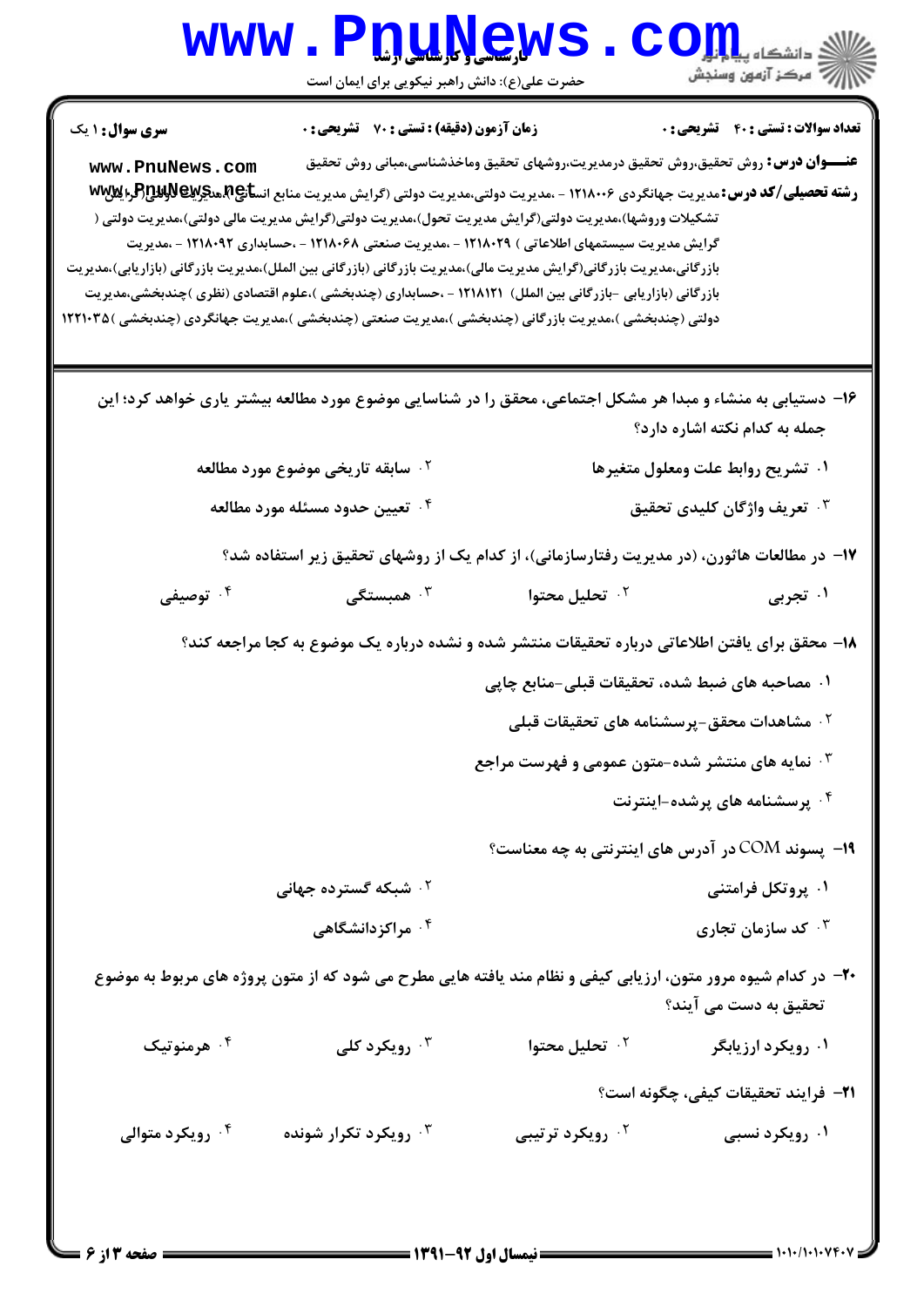**سری سوال:** ۱ یک

**زمان آزمون (دقیقه) : تستی : ۷۰ تشریحی : ۰**

**تعداد سوالات : تستی : ۴۰ تشریحی : ۰**

**عنـــوان درس:** روش تحقیق،روش تحقیق درمدیریت،روشهای تحقیق وماخذشناسی،مبانی روش تحقیق

**رشته تحصیلی/کد درس:** مدیریت جهانگردی ۱۲۱۸۰۰۶ - ،مدیریت دولتی،مدیریت دولتی (گرایش مدیریت منابع انسانی)،مدیریت دولتی(گرایش تشکیلات وروشها)،مدیریت دولتی(گرایش مدیریت تحول)،مدیریت دولتی(گرایش مدیریت مالی دولتی)،مدیریت دولتی ( گرایش مدیریت سیستمهای اطلاعاتی ) ۱۲۱۸۰۲۹ - ،مدیریت صنعتی ۱۲۱۸۰۶۸ - ،حسابداری ۱۲۱۸۰۹۲ - ،مدیریت بازرگانی،مدیریت بازرگانی(گرایش مدیریت مالی)،مدیریت بازرگانی (بازرگانی بین الملل)،مدیریت بازرگانی (بازاریابی)،مدیریت بازرگانی (بازاریابی -بازرگانی بین الملل) ۱۲۱۸۱۲۱ - ،حسابداری (چندبخشی )،علوم اقتصادی (نظری )چندبخشی،مدیریت دولتی (چندبخشی )،مدیریت بازرگانی (چندبخشی )،مدیریت صنعتی (چندبخشی )،مدیریت جهانگردی (چندبخشی )۱۲۲۱۰۳۵

۱۶- دستیابی به منشاء و مبدا هر مشکل اجتماعی، محقق را در شناسایی موضوع مورد مطالعه بیشتر یاری خواهد کرد؛ این جمله به کدام نکته اشاره دارد؟

۱. تشریح روابط علت ومعلول متغیرها
۲. سابقه تاریخی موضوع مورد مطالعه
۳. تعریف واژگان کلیدی تحقیق
۴. تعیین حدود مسئله مورد مطالعه

۱۷- در مطالعات هاثورن، (در مدیریت رفتارسازمانی)، از کدام یک از روشهای تحقیق زیر استفاده شد؟

۱. تجربی
۲. تحلیل محتوا
۳. همبستگی
۴. توصیفی

۱۸- محقق برای یافتن اطلاعاتی درباره تحقیقات منتشر شده و نشده درباره یک موضوع به کجا مراجعه کند؟

۱. مصاحبه های ضبط شده، تحقیقات قبلی-منابع چاپی
۲. مشاهدات محقق-پرسشنامه های تحقیقات قبلی
۳. نمایه های منتشر شده-متون عمومی و فهرست مراجع
۴. پرسشنامه های پرشده-اینترنت

۱۹- پسوند COM در آدرس های اینترنتی به چه معناست؟

۱. پروتکل فرامتنی
۲. شبکه گسترده جهانی
۳. کد سازمان تجاری
۴. مراکزدانشگاهی

۲۰- در کدام شیوه مرور متون، ارزیابی کیفی و نظام مند یافته هایی مطرح می شود که از متون پروژه های مربوط به موضوع تحقیق به دست می آیند؟

۱. رویکرد ارزیابگر
۲. تحلیل محتوا
۳. رویکرد کلی
۴. هرمنوتیک

۲۱- فرایند تحقیقات کیفی، چگونه است؟

۱. رویکرد نسبی
۲. رویکرد ترتیبی
۳. رویکرد تکرار شونده
۴. رویکرد متوالی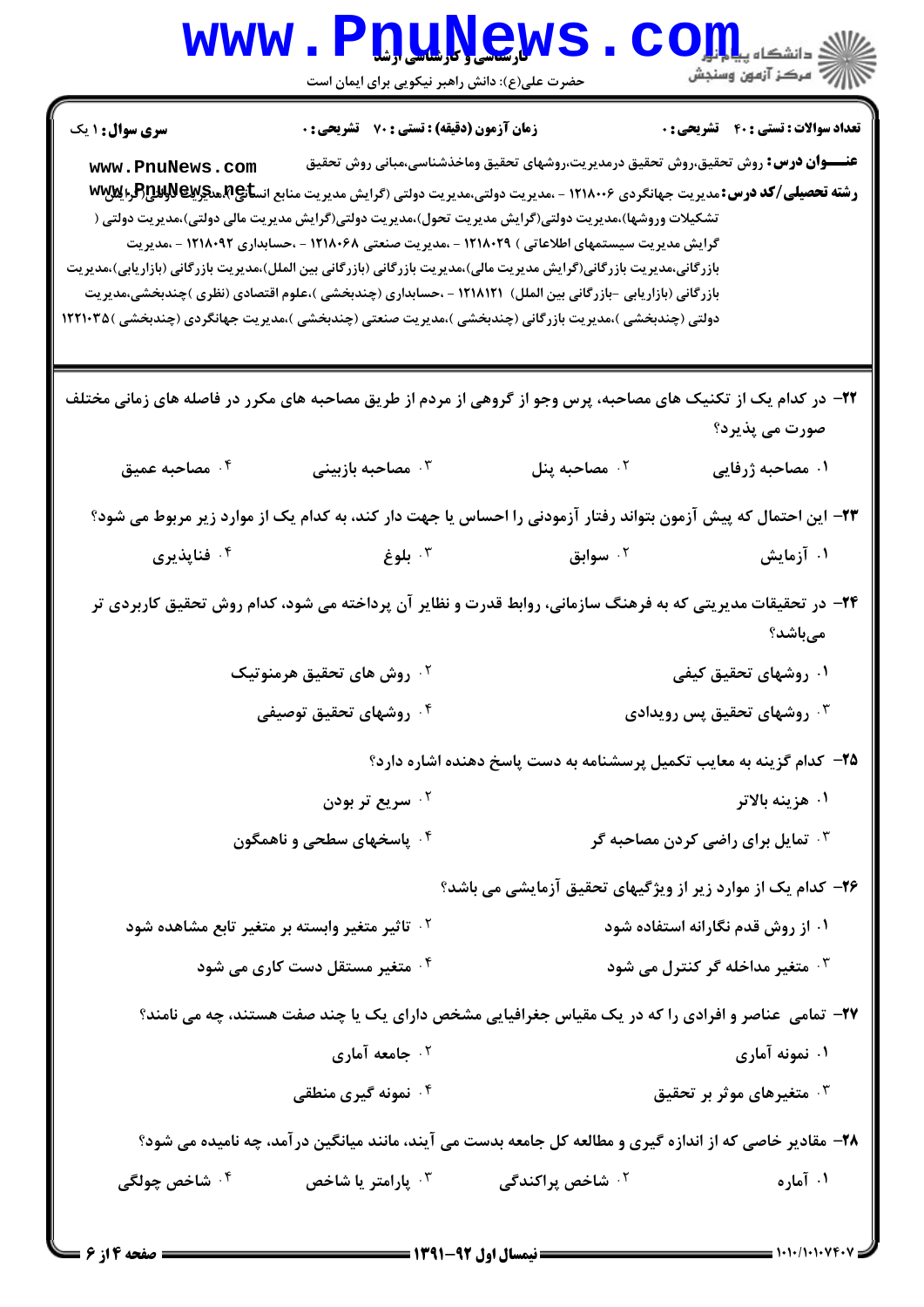**سری سوال:** ۱ یک　　**زمان آزمون (دقیقه) : تستی :** ۷۰ **تشریحی :** ۰　　**تعداد سوالات : تستی :** ۴۰ **تشریحی :** ۰

**عنـــوان درس:** روش تحقیق،روش تحقیق درمدیریت،روشهای تحقیق وماخذشناسی،مبانی روش تحقیق

**رشته تحصیلی/کد درس:** مدیریت جهانگردی ۱۲۱۸۰۰۶ - ،مدیریت دولتی،مدیریت دولتی (گرایش مدیریت منابع انسانی)،مدیریت دولتی(گرایش تشکیلات وروشها)،مدیریت دولتی(گرایش مدیریت تحول)،مدیریت دولتی(گرایش مدیریت مالی دولتی)،مدیریت دولتی ( گرایش مدیریت سیستمهای اطلاعاتی ) ۱۲۱۸۰۲۹ - ،مدیریت صنعتی ۱۲۱۸۰۶۸ - ،حسابداری ۱۲۱۸۰۹۲ - ،مدیریت بازرگانی،مدیریت بازرگانی(گرایش مدیریت مالی)،مدیریت بازرگانی (بازرگانی بین الملل)،مدیریت بازرگانی (بازاریابی)،مدیریت بازرگانی (بازاریابی -بازرگانی بین الملل) ۱۲۱۸۱۲۱ - ،حسابداری (چندبخشی )،علوم اقتصادی (نظری )چندبخشی،مدیریت دولتی (چندبخشی )،مدیریت بازرگانی (چندبخشی )،مدیریت صنعتی (چندبخشی )،مدیریت جهانگردی (چندبخشی )۱۲۲۱۰۳۵

۲۲- در کدام یک از تکنیک های مصاحبه، پرس وجو از گروهی از مردم از طریق مصاحبه های مکرر در فاصله های زمانی مختلف صورت می پذیرد؟

۱. مصاحبه ژرفایی　　۲. مصاحبه پنل　　۳. مصاحبه بازبینی　　۴. مصاحبه عمیق

۲۳- این احتمال که پیش آزمون بتواند رفتار آزمودنی را احساس یا جهت دار کند، به کدام یک از موارد زیر مربوط می شود؟

۱. آزمایش　　۲. سوابق　　۳. بلوغ　　۴. فناپذیری

۲۴- در تحقیقات مدیریتی که به فرهنگ سازمانی، روابط قدرت و نظایر آن پرداخته می شود، کدام روش تحقیق کاربردی تر می‌باشد؟

۱. روشهای تحقیق کیفی　　۲. روش های تحقیق هرمنوتیک

۳. روشهای تحقیق پس رویدادی　　۴. روشهای تحقیق توصیفی

۲۵- کدام گزینه به معایب تکمیل پرسشنامه به دست پاسخ دهنده اشاره دارد؟

۱. هزینه بالاتر　　۲. سریع تر بودن

۳. تمایل برای راضی کردن مصاحبه گر　　۴. پاسخهای سطحی و ناهمگون

۲۶- کدام یک از موارد زیر از ویژگیهای تحقیق آزمایشی می باشد؟

۱. از روش قدم نگارانه استفاده شود　　۲. تاثیر متغیر وابسته بر متغیر تابع مشاهده شود

۳. متغیر مداخله گر کنترل می شود　　۴. متغیر مستقل دست کاری می شود

۲۷- تمامی عناصر و افرادی را که در یک مقیاس جغرافیایی مشخص دارای یک یا چند صفت هستند، چه می نامند؟

۱. نمونه آماری　　۲. جامعه آماری

۳. متغیرهای موثر بر تحقیق　　۴. نمونه گیری منطقی

۲۸- مقادیر خاصی که از اندازه گیری و مطالعه کل جامعه بدست می آیند، مانند میانگین درآمد، چه نامیده می شود؟

۱. آماره　　۲. شاخص پراکندگی　　۳. پارامتر یا شاخص　　۴. شاخص چولگی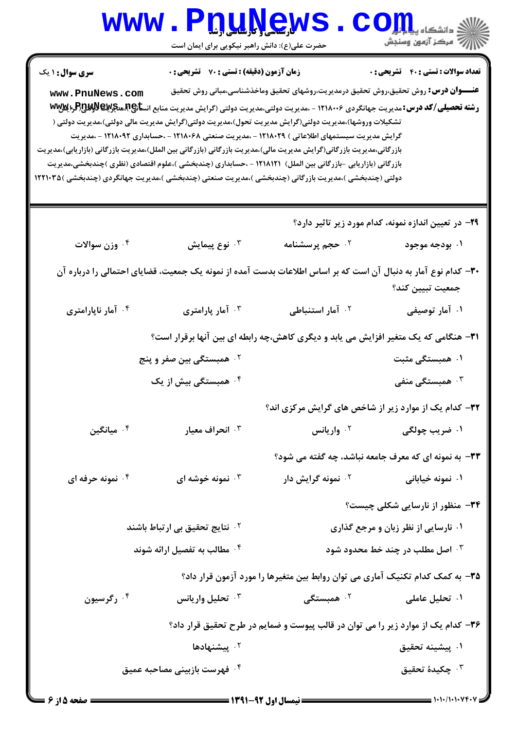**سری سوال:** ۱ یک | **زمان آزمون (دقیقه) : تستی :** ۷۰ **تشریحی :** ۰ | **تعداد سوالات : تستی :** ۴۰ **تشریحی :** ۰

**عنـــوان درس:** روش تحقیق،روش تحقیق درمدیریت،روشهای تحقیق وماخذشناسی،مبانی روش تحقیق

**رشته تحصیلی/کد درس:** مدیریت جهانگردی ۱۲۱۸۰۰۶ - ،مدیریت دولتی،مدیریت دولتی (گرایش مدیریت منابع انسانی)،مدیریت دولتی(گرایش تشکیلات وروشها)،مدیریت دولتی(گرایش مدیریت تحول)،مدیریت دولتی(گرایش مدیریت مالی دولتی)،مدیریت دولتی ( گرایش مدیریت سیستمهای اطلاعاتی ) ۱۲۱۸۰۲۹ - ،مدیریت صنعتی ۱۲۱۸۰۶۸ - ،حسابداری ۱۲۱۸۰۹۲ - ،مدیریت بازرگانی،مدیریت بازرگانی(گرایش مدیریت مالی)،مدیریت بازرگانی (بازرگانی بین الملل)،مدیریت بازرگانی (بازاریابی)،مدیریت بازرگانی (بازاریابی -بازرگانی بین الملل) ۱۲۱۸۱۲۱ - ،حسابداری (چندبخشی )،علوم اقتصادی (نظری )چندبخشی،مدیریت دولتی (چندبخشی )،مدیریت بازرگانی (چندبخشی )،مدیریت صنعتی (چندبخشی )،مدیریت جهانگردی (چندبخشی )۱۲۲۱۰۳۵

۲۹- در تعیین اندازه نمونه، کدام مورد زیر تاثیر دارد؟

۱. بودجه موجود
۲. حجم پرسشنامه
۳. نوع پیمایش
۴. وزن سوالات

۳۰- کدام نوع آمار به دنبال آن است که بر اساس اطلاعات بدست آمده از نمونه یک جمعیت، قضایای احتمالی را درباره آن جمعیت تبیین کند؟

۱. آمار توصیفی
۲. آمار استنباطی
۳. آمار پارامتری
۴. آمار ناپارامتری

۳۱- هنگامی که یک متغیر افزایش می یابد و دیگری کاهش،چه رابطه ای بین آنها برقرار است؟

۱. همبستگی مثبت
۲. همبستگی بین صفر و پنج
۳. همبستگی منفی
۴. همبستگی بیش از یک

۳۲- کدام یک از موارد زیر از شاخص های گرایش مرکزی اند؟

۱. ضریب چولگی
۲. واریانس
۳. انحراف معیار
۴. میانگین

۳۳- به نمونه ای که معرف جامعه نباشد، چه گفته می شود؟

۱. نمونه خیابانی
۲. نمونه گرایش دار
۳. نمونه خوشه ای
۴. نمونه حرفه ای

۳۴- منظور از نارسایی شکلی چیست؟

۱. نارسایی از نظر زبان و مرجع گذاری
۲. نتایج تحقیق بی ارتباط باشند
۳. اصل مطلب در چند خط محدود شود
۴. مطالب به تفصیل ارائه شوند

۳۵- به کمک کدام تکنیک آماری می توان روابط بین متغیرها را مورد آزمون قرار داد؟

۱. تحلیل عاملی
۲. همبستگی
۳. تحلیل واریانس
۴. رگرسیون

۳۶- کدام یک از موارد زیر را می توان در قالب پیوست و ضمایم در طرح تحقیق قرار داد؟

۱. پیشینه تحقیق
۲. پیشنهادها
۳. چکیدهٔ تحقیق
۴. فهرست بازبینی مصاحبه عمیق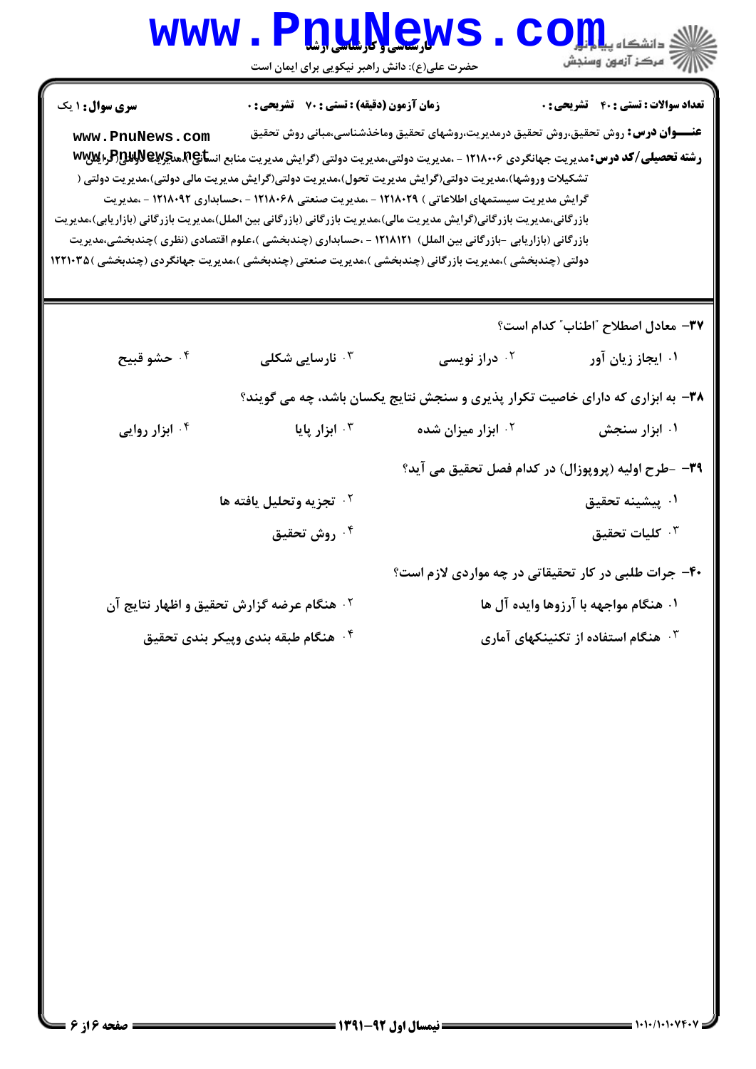**تعداد سوالات : تستی : ۴۰ تشریحی : ۰** | **زمان آزمون (دقیقه) : تستی : ۷۰ تشریحی : ۰** | **سری سوال : ۱ یک**

**عنـــوان درس:** روش تحقیق،روش تحقیق درمدیریت،روشهای تحقیق وماخذشناسی،مبانی روش تحقیق

**رشته تحصیلی/کد درس:** مدیریت جهانگردی ۱۲۱۸۰۰۶ - ،مدیریت دولتی،مدیریت دولتی (گرایش مدیریت منابع انسانی)،مدیریت دولتی(گرایش تشکیلات وروشها)،مدیریت دولتی(گرایش مدیریت تحول)،مدیریت دولتی(گرایش مدیریت مالی دولتی)،مدیریت دولتی ( گرایش مدیریت سیستمهای اطلاعاتی ) ۱۲۱۸۰۲۹ - ،مدیریت صنعتی ۱۲۱۸۰۶۸ - ،حسابداری ۱۲۱۸۰۹۲ - ،مدیریت بازرگانی،مدیریت بازرگانی(گرایش مدیریت مالی)،مدیریت بازرگانی (بازرگانی بین الملل)،مدیریت بازرگانی (بازاریابی)،مدیریت بازرگانی (بازاریابی -بازرگانی بین الملل) ۱۲۱۸۱۲۱ - ،حسابداری (چندبخشی )،علوم اقتصادی (نظری )چندبخشی،مدیریت دولتی (چندبخشی )،مدیریت بازرگانی (چندبخشی )،مدیریت صنعتی (چندبخشی )،مدیریت جهانگردی (چندبخشی )۱۲۲۱۰۳۵

---

**۳۷- معادل اصطلاح "اطناب" کدام است؟**

۱. ایجاز زیان آور
۲. دراز نویسی
۳. نارسایی شکلی
۴. حشو قبیح

**۳۸- به ابزاری که دارای خاصیت تکرار پذیری و سنجش نتایج یکسان باشد، چه می گویند؟**

۱. ابزار سنجش
۲. ابزار میزان شده
۳. ابزار پایا
۴. ابزار روایی

**۳۹- -طرح اولیه (پروپوزال) در کدام فصل تحقیق می آید؟**

۱. پیشینه تحقیق
۲. تجزیه وتحلیل یافته ها
۳. کلیات تحقیق
۴. روش تحقیق

**۴۰- جرات طلبی در کار تحقیقاتی در چه مواردی لازم است؟**

۱. هنگام مواجهه با آرزوها وایده آل ها
۲. هنگام عرضه گزارش تحقیق و اظهار نتایج آن
۳. هنگام استفاده از تکنینکهای آماری
۴. هنگام طبقه بندی وپیکر بندی تحقیق